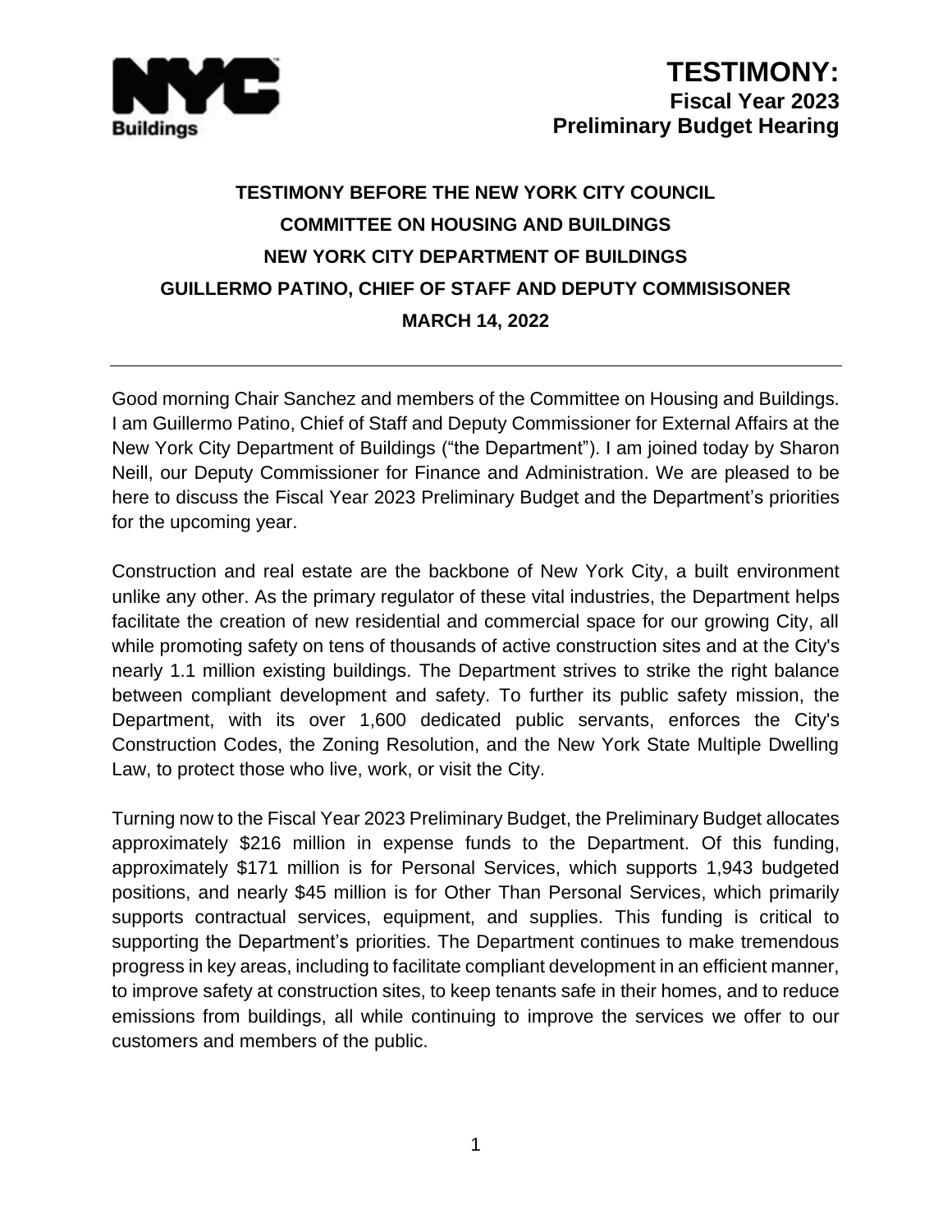# TESTIMONY:
## Fiscal Year 2023
## Preliminary Budget Hearing

**TESTIMONY BEFORE THE NEW YORK CITY COUNCIL**
**COMMITTEE ON HOUSING AND BUILDINGS**
**NEW YORK CITY DEPARTMENT OF BUILDINGS**
**GUILLERMO PATINO, CHIEF OF STAFF AND DEPUTY COMMISISONER**
**MARCH 14, 2022**

---

Good morning Chair Sanchez and members of the Committee on Housing and Buildings. I am Guillermo Patino, Chief of Staff and Deputy Commissioner for External Affairs at the New York City Department of Buildings ("the Department"). I am joined today by Sharon Neill, our Deputy Commissioner for Finance and Administration. We are pleased to be here to discuss the Fiscal Year 2023 Preliminary Budget and the Department's priorities for the upcoming year.

Construction and real estate are the backbone of New York City, a built environment unlike any other. As the primary regulator of these vital industries, the Department helps facilitate the creation of new residential and commercial space for our growing City, all while promoting safety on tens of thousands of active construction sites and at the City's nearly 1.1 million existing buildings. The Department strives to strike the right balance between compliant development and safety. To further its public safety mission, the Department, with its over 1,600 dedicated public servants, enforces the City's Construction Codes, the Zoning Resolution, and the New York State Multiple Dwelling Law, to protect those who live, work, or visit the City.

Turning now to the Fiscal Year 2023 Preliminary Budget, the Preliminary Budget allocates approximately $216 million in expense funds to the Department. Of this funding, approximately $171 million is for Personal Services, which supports 1,943 budgeted positions, and nearly $45 million is for Other Than Personal Services, which primarily supports contractual services, equipment, and supplies. This funding is critical to supporting the Department's priorities. The Department continues to make tremendous progress in key areas, including to facilitate compliant development in an efficient manner, to improve safety at construction sites, to keep tenants safe in their homes, and to reduce emissions from buildings, all while continuing to improve the services we offer to our customers and members of the public.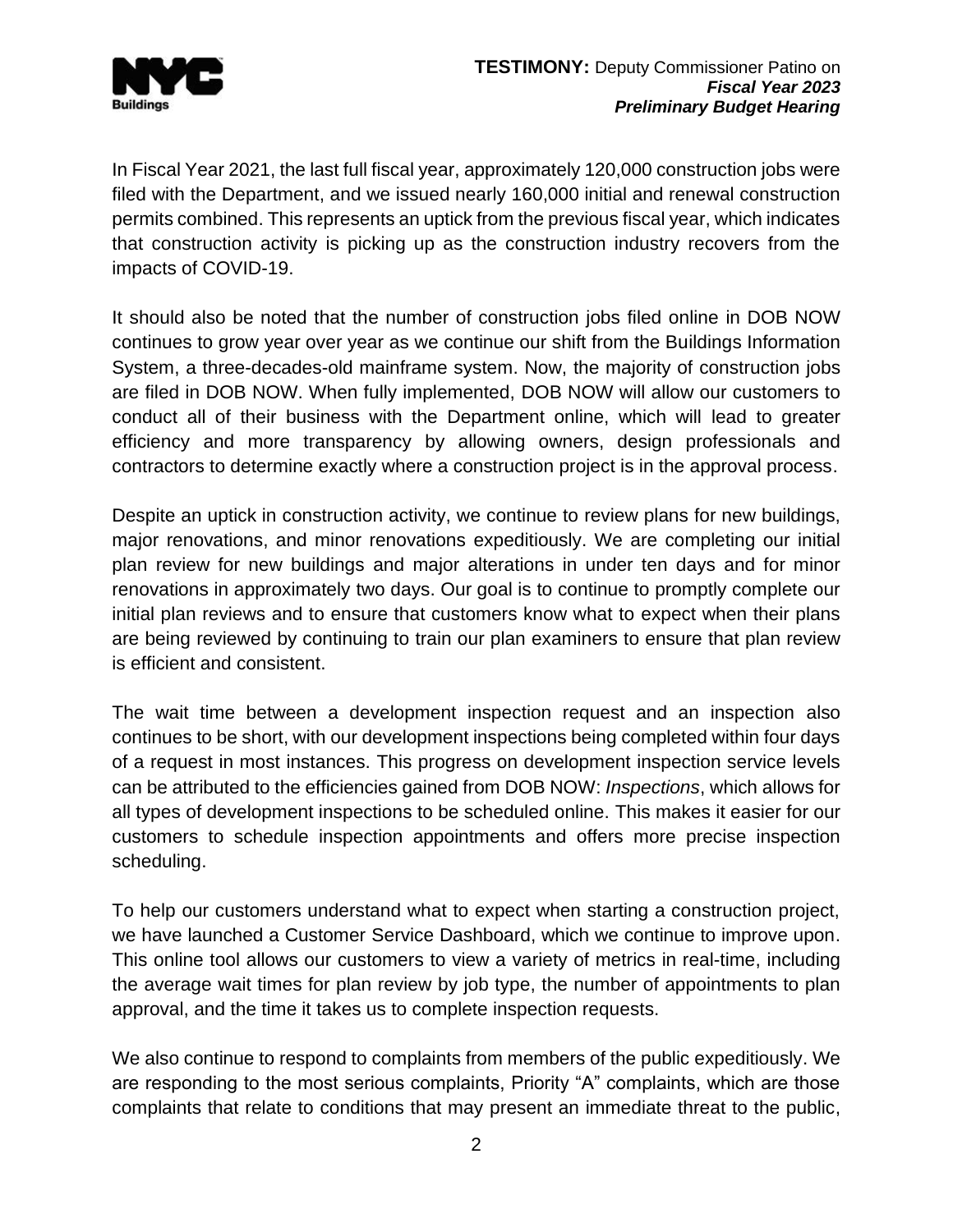In Fiscal Year 2021, the last full fiscal year, approximately 120,000 construction jobs were filed with the Department, and we issued nearly 160,000 initial and renewal construction permits combined. This represents an uptick from the previous fiscal year, which indicates that construction activity is picking up as the construction industry recovers from the impacts of COVID-19.

It should also be noted that the number of construction jobs filed online in DOB NOW continues to grow year over year as we continue our shift from the Buildings Information System, a three-decades-old mainframe system. Now, the majority of construction jobs are filed in DOB NOW. When fully implemented, DOB NOW will allow our customers to conduct all of their business with the Department online, which will lead to greater efficiency and more transparency by allowing owners, design professionals and contractors to determine exactly where a construction project is in the approval process.

Despite an uptick in construction activity, we continue to review plans for new buildings, major renovations, and minor renovations expeditiously. We are completing our initial plan review for new buildings and major alterations in under ten days and for minor renovations in approximately two days. Our goal is to continue to promptly complete our initial plan reviews and to ensure that customers know what to expect when their plans are being reviewed by continuing to train our plan examiners to ensure that plan review is efficient and consistent.

The wait time between a development inspection request and an inspection also continues to be short, with our development inspections being completed within four days of a request in most instances. This progress on development inspection service levels can be attributed to the efficiencies gained from DOB NOW: *Inspections*, which allows for all types of development inspections to be scheduled online. This makes it easier for our customers to schedule inspection appointments and offers more precise inspection scheduling.

To help our customers understand what to expect when starting a construction project, we have launched a Customer Service Dashboard, which we continue to improve upon. This online tool allows our customers to view a variety of metrics in real-time, including the average wait times for plan review by job type, the number of appointments to plan approval, and the time it takes us to complete inspection requests.

We also continue to respond to complaints from members of the public expeditiously. We are responding to the most serious complaints, Priority "A" complaints, which are those complaints that relate to conditions that may present an immediate threat to the public,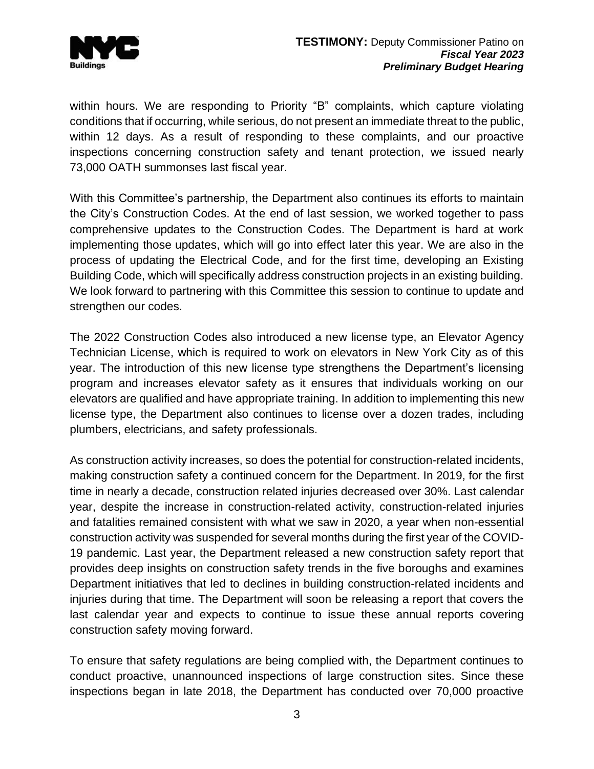within hours. We are responding to Priority "B" complaints, which capture violating conditions that if occurring, while serious, do not present an immediate threat to the public, within 12 days. As a result of responding to these complaints, and our proactive inspections concerning construction safety and tenant protection, we issued nearly 73,000 OATH summonses last fiscal year.

With this Committee's partnership, the Department also continues its efforts to maintain the City's Construction Codes. At the end of last session, we worked together to pass comprehensive updates to the Construction Codes. The Department is hard at work implementing those updates, which will go into effect later this year. We are also in the process of updating the Electrical Code, and for the first time, developing an Existing Building Code, which will specifically address construction projects in an existing building. We look forward to partnering with this Committee this session to continue to update and strengthen our codes.

The 2022 Construction Codes also introduced a new license type, an Elevator Agency Technician License, which is required to work on elevators in New York City as of this year. The introduction of this new license type strengthens the Department's licensing program and increases elevator safety as it ensures that individuals working on our elevators are qualified and have appropriate training. In addition to implementing this new license type, the Department also continues to license over a dozen trades, including plumbers, electricians, and safety professionals.

As construction activity increases, so does the potential for construction-related incidents, making construction safety a continued concern for the Department. In 2019, for the first time in nearly a decade, construction related injuries decreased over 30%. Last calendar year, despite the increase in construction-related activity, construction-related injuries and fatalities remained consistent with what we saw in 2020, a year when non-essential construction activity was suspended for several months during the first year of the COVID-19 pandemic. Last year, the Department released a new construction safety report that provides deep insights on construction safety trends in the five boroughs and examines Department initiatives that led to declines in building construction-related incidents and injuries during that time. The Department will soon be releasing a report that covers the last calendar year and expects to continue to issue these annual reports covering construction safety moving forward.

To ensure that safety regulations are being complied with, the Department continues to conduct proactive, unannounced inspections of large construction sites. Since these inspections began in late 2018, the Department has conducted over 70,000 proactive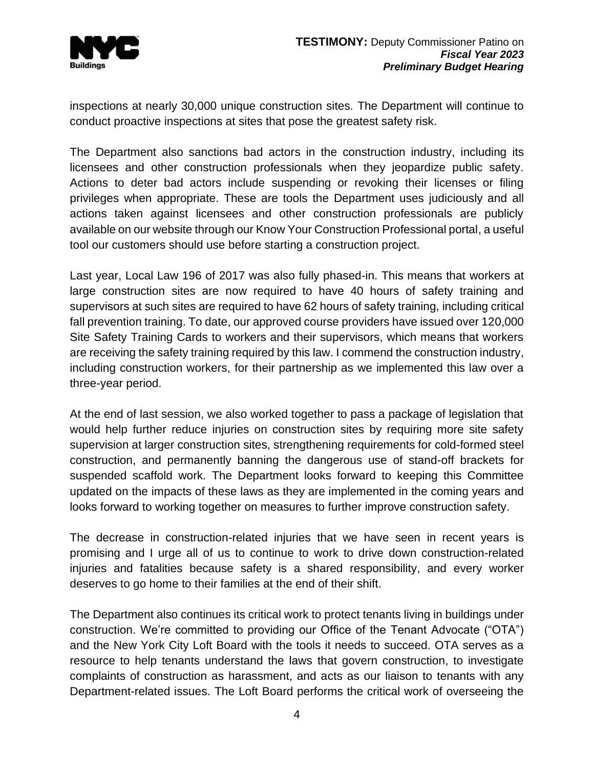inspections at nearly 30,000 unique construction sites. The Department will continue to conduct proactive inspections at sites that pose the greatest safety risk.

The Department also sanctions bad actors in the construction industry, including its licensees and other construction professionals when they jeopardize public safety. Actions to deter bad actors include suspending or revoking their licenses or filing privileges when appropriate. These are tools the Department uses judiciously and all actions taken against licensees and other construction professionals are publicly available on our website through our Know Your Construction Professional portal, a useful tool our customers should use before starting a construction project.

Last year, Local Law 196 of 2017 was also fully phased-in. This means that workers at large construction sites are now required to have 40 hours of safety training and supervisors at such sites are required to have 62 hours of safety training, including critical fall prevention training. To date, our approved course providers have issued over 120,000 Site Safety Training Cards to workers and their supervisors, which means that workers are receiving the safety training required by this law. I commend the construction industry, including construction workers, for their partnership as we implemented this law over a three-year period.

At the end of last session, we also worked together to pass a package of legislation that would help further reduce injuries on construction sites by requiring more site safety supervision at larger construction sites, strengthening requirements for cold-formed steel construction, and permanently banning the dangerous use of stand-off brackets for suspended scaffold work. The Department looks forward to keeping this Committee updated on the impacts of these laws as they are implemented in the coming years and looks forward to working together on measures to further improve construction safety.

The decrease in construction-related injuries that we have seen in recent years is promising and I urge all of us to continue to work to drive down construction-related injuries and fatalities because safety is a shared responsibility, and every worker deserves to go home to their families at the end of their shift.

The Department also continues its critical work to protect tenants living in buildings under construction. We're committed to providing our Office of the Tenant Advocate ("OTA") and the New York City Loft Board with the tools it needs to succeed. OTA serves as a resource to help tenants understand the laws that govern construction, to investigate complaints of construction as harassment, and acts as our liaison to tenants with any Department-related issues. The Loft Board performs the critical work of overseeing the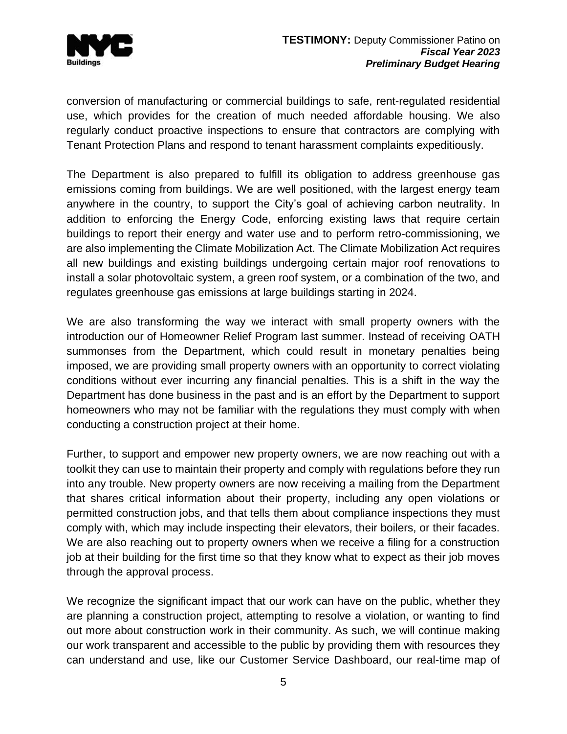conversion of manufacturing or commercial buildings to safe, rent-regulated residential use, which provides for the creation of much needed affordable housing. We also regularly conduct proactive inspections to ensure that contractors are complying with Tenant Protection Plans and respond to tenant harassment complaints expeditiously.

The Department is also prepared to fulfill its obligation to address greenhouse gas emissions coming from buildings. We are well positioned, with the largest energy team anywhere in the country, to support the City's goal of achieving carbon neutrality. In addition to enforcing the Energy Code, enforcing existing laws that require certain buildings to report their energy and water use and to perform retro-commissioning, we are also implementing the Climate Mobilization Act. The Climate Mobilization Act requires all new buildings and existing buildings undergoing certain major roof renovations to install a solar photovoltaic system, a green roof system, or a combination of the two, and regulates greenhouse gas emissions at large buildings starting in 2024.

We are also transforming the way we interact with small property owners with the introduction our of Homeowner Relief Program last summer. Instead of receiving OATH summonses from the Department, which could result in monetary penalties being imposed, we are providing small property owners with an opportunity to correct violating conditions without ever incurring any financial penalties. This is a shift in the way the Department has done business in the past and is an effort by the Department to support homeowners who may not be familiar with the regulations they must comply with when conducting a construction project at their home.

Further, to support and empower new property owners, we are now reaching out with a toolkit they can use to maintain their property and comply with regulations before they run into any trouble. New property owners are now receiving a mailing from the Department that shares critical information about their property, including any open violations or permitted construction jobs, and that tells them about compliance inspections they must comply with, which may include inspecting their elevators, their boilers, or their facades. We are also reaching out to property owners when we receive a filing for a construction job at their building for the first time so that they know what to expect as their job moves through the approval process.

We recognize the significant impact that our work can have on the public, whether they are planning a construction project, attempting to resolve a violation, or wanting to find out more about construction work in their community. As such, we will continue making our work transparent and accessible to the public by providing them with resources they can understand and use, like our Customer Service Dashboard, our real-time map of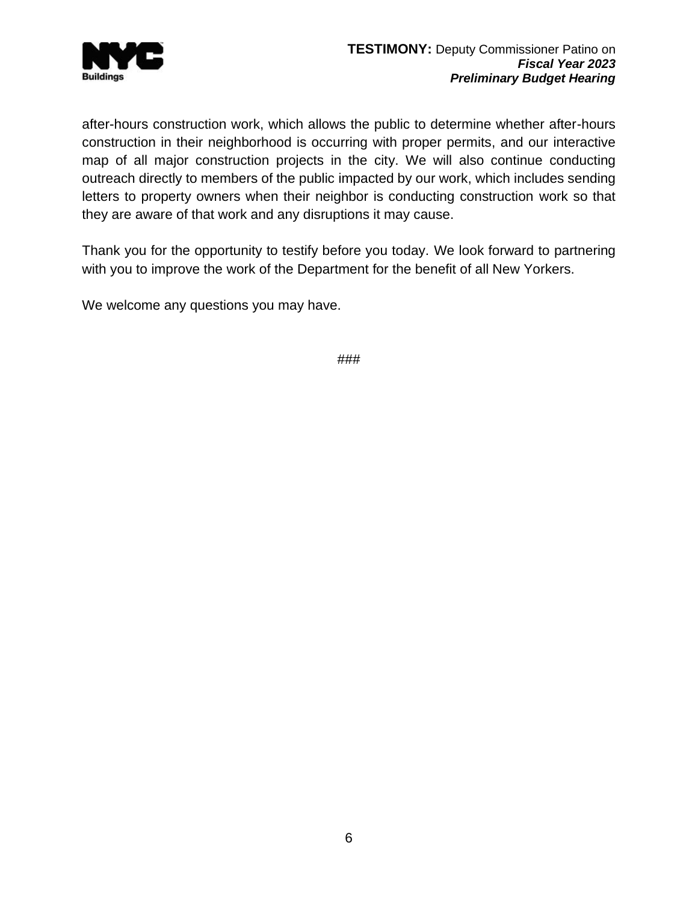after-hours construction work, which allows the public to determine whether after-hours construction in their neighborhood is occurring with proper permits, and our interactive map of all major construction projects in the city. We will also continue conducting outreach directly to members of the public impacted by our work, which includes sending letters to property owners when their neighbor is conducting construction work so that they are aware of that work and any disruptions it may cause.

Thank you for the opportunity to testify before you today. We look forward to partnering with you to improve the work of the Department for the benefit of all New Yorkers.

We welcome any questions you may have.

###